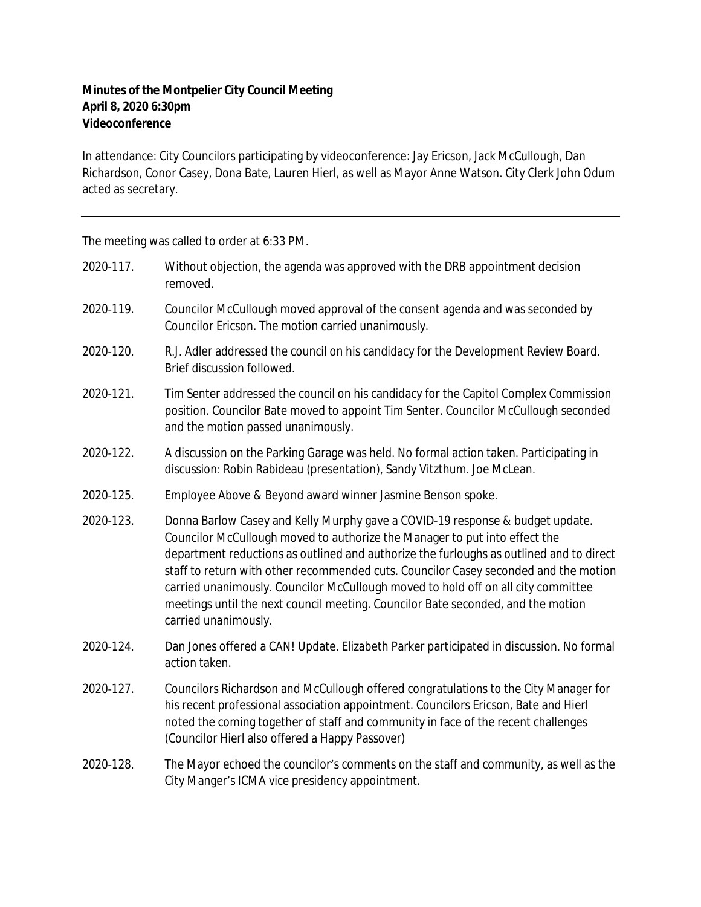**Minutes of the Montpelier City Council Meeting**
**April 8, 2020 6:30pm**
**Videoconference**

In attendance: City Councilors participating by videoconference: Jay Ericson, Jack McCullough, Dan Richardson, Conor Casey, Dona Bate, Lauren Hierl, as well as Mayor Anne Watson. City Clerk John Odum acted as secretary.

---

The meeting was called to order at 6:33 PM.

2020-117. Without objection, the agenda was approved with the DRB appointment decision removed.

2020-119. Councilor McCullough moved approval of the consent agenda and was seconded by Councilor Ericson. The motion carried unanimously.

2020-120. R.J. Adler addressed the council on his candidacy for the Development Review Board. Brief discussion followed.

2020-121. Tim Senter addressed the council on his candidacy for the Capitol Complex Commission position. Councilor Bate moved to appoint Tim Senter. Councilor McCullough seconded and the motion passed unanimously.

2020-122. A discussion on the Parking Garage was held. No formal action taken. Participating in discussion: Robin Rabideau (presentation), Sandy Vitzthum. Joe McLean.

2020-125. Employee Above & Beyond award winner Jasmine Benson spoke.

2020-123. Donna Barlow Casey and Kelly Murphy gave a COVID-19 response & budget update. Councilor McCullough moved to authorize the Manager to put into effect the department reductions as outlined and authorize the furloughs as outlined and to direct staff to return with other recommended cuts. Councilor Casey seconded and the motion carried unanimously. Councilor McCullough moved to hold off on all city committee meetings until the next council meeting. Councilor Bate seconded, and the motion carried unanimously.

2020-124. Dan Jones offered a CAN! Update. Elizabeth Parker participated in discussion. No formal action taken.

2020-127. Councilors Richardson and McCullough offered congratulations to the City Manager for his recent professional association appointment. Councilors Ericson, Bate and Hierl noted the coming together of staff and community in face of the recent challenges (Councilor Hierl also offered a Happy Passover)

2020-128. The Mayor echoed the councilor's comments on the staff and community, as well as the City Manger's ICMA vice presidency appointment.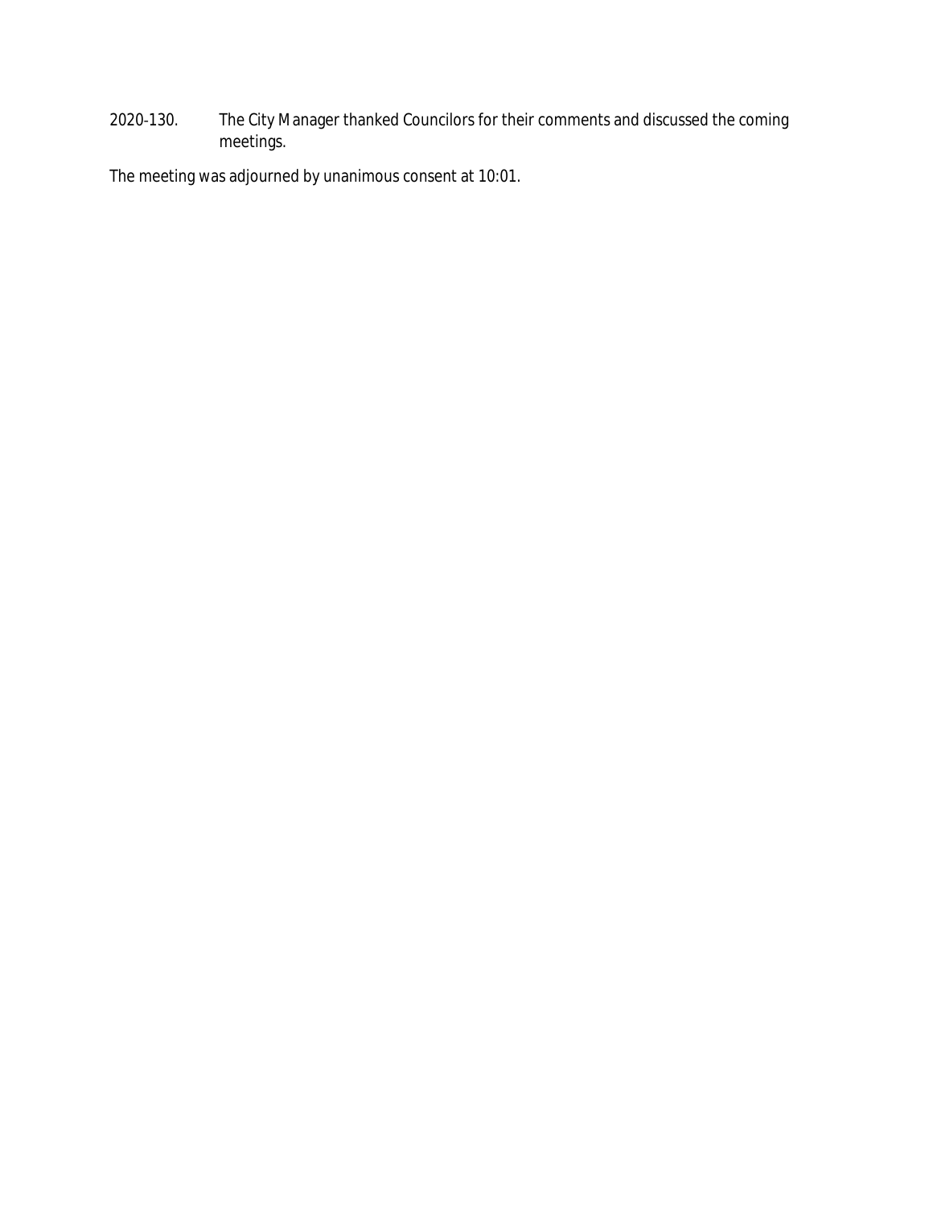2020-130. The City Manager thanked Councilors for their comments and discussed the coming meetings.

The meeting was adjourned by unanimous consent at 10:01.